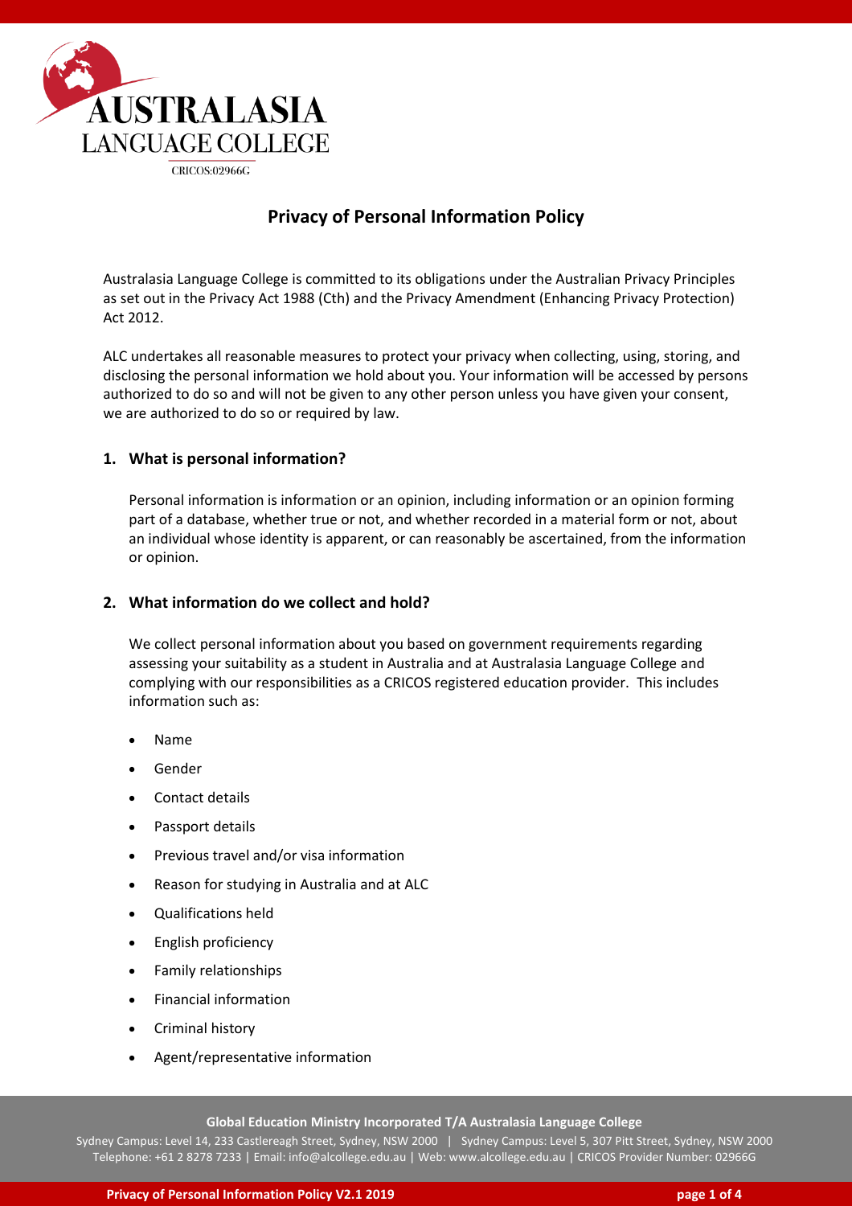# Privacy of Personal Information Policy

Australasia Language College is committed to its obligations under the Australian Privacy Principles as set out in the Privacy Act 1988 (Cth) and the Privacy Amendment (Enhancing Privacy Protection) Act 2012.

ALC undertakes all reasonable measures to protect your privacy when collecting, using, storing, and disclosing the personal information we hold about you. Your information will be accessed by persons authorized to do so and will not be given to any other person unless you have given your consent, we are authorized to do so or required by law.

## 1. What is personal information?

Personal information is information or an opinion, including information or an opinion forming part of a database, whether true or not, and whether recorded in a material form or not, about an individual whose identity is apparent, or can reasonably be ascertained, from the information or opinion.

## 2. What information do we collect and hold?

We collect personal information about you based on government requirements regarding assessing your suitability as a student in Australia and at Australasia Language College and complying with our responsibilities as a CRICOS registered education provider. This includes information such as:

- Name
- Gender
- Contact details
- Passport details
- Previous travel and/or visa information
- Reason for studying in Australia and at ALC
- Qualifications held
- English proficiency
- Family relationships
- Financial information
- Criminal history
- Agent/representative information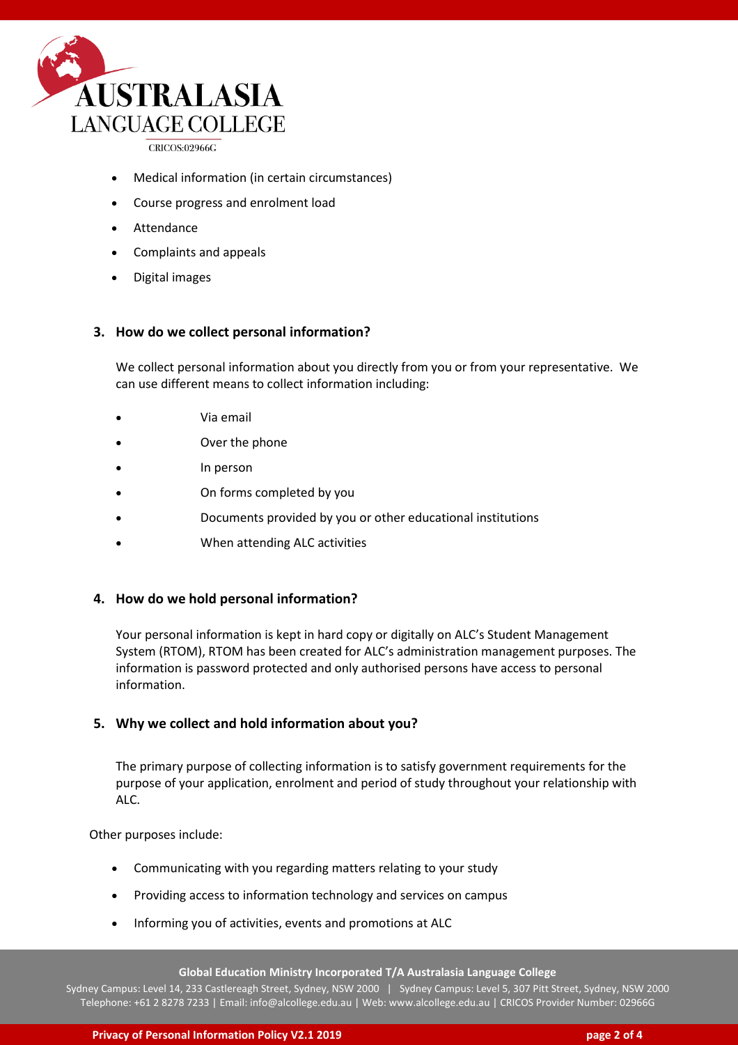- Medical information (in certain circumstances)
- Course progress and enrolment load
- Attendance
- Complaints and appeals
- Digital images

### 3. How do we collect personal information?

We collect personal information about you directly from you or from your representative. We can use different means to collect information including:

- Via email
- Over the phone
- In person
- On forms completed by you
- Documents provided by you or other educational institutions
- When attending ALC activities

### 4. How do we hold personal information?

Your personal information is kept in hard copy or digitally on ALC's Student Management System (RTOM), RTOM has been created for ALC's administration management purposes. The information is password protected and only authorised persons have access to personal information.

### 5. Why we collect and hold information about you?

The primary purpose of collecting information is to satisfy government requirements for the purpose of your application, enrolment and period of study throughout your relationship with ALC.

Other purposes include:

- Communicating with you regarding matters relating to your study
- Providing access to information technology and services on campus
- Informing you of activities, events and promotions at ALC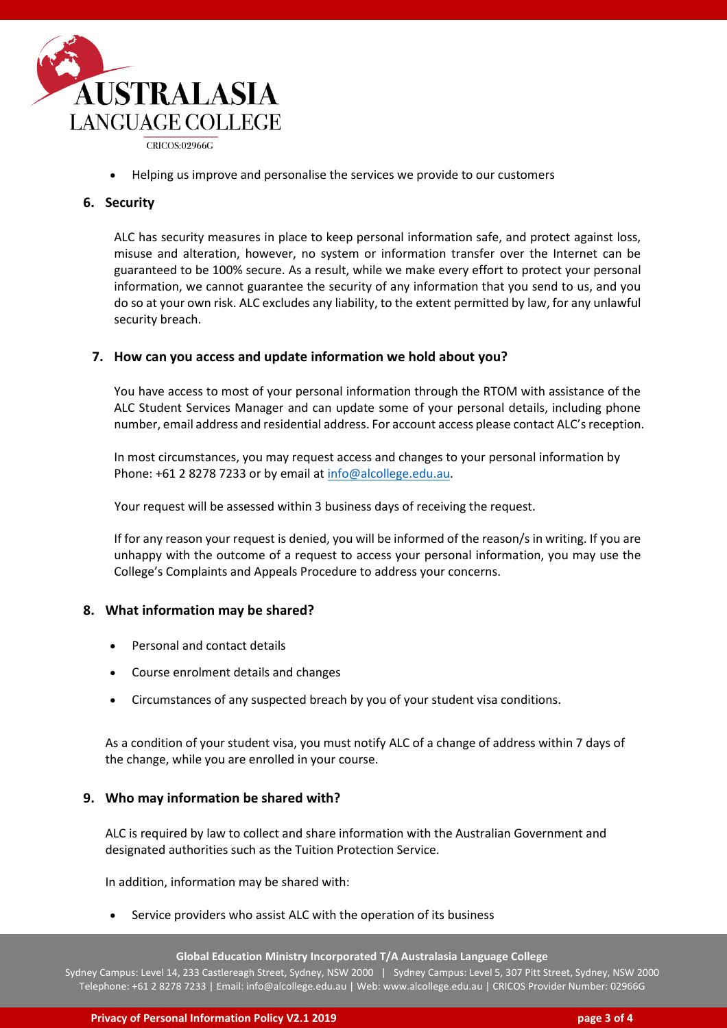- Helping us improve and personalise the services we provide to our customers

## 6. Security

ALC has security measures in place to keep personal information safe, and protect against loss, misuse and alteration, however, no system or information transfer over the Internet can be guaranteed to be 100% secure. As a result, while we make every effort to protect your personal information, we cannot guarantee the security of any information that you send to us, and you do so at your own risk. ALC excludes any liability, to the extent permitted by law, for any unlawful security breach.

## 7. How can you access and update information we hold about you?

You have access to most of your personal information through the RTOM with assistance of the ALC Student Services Manager and can update some of your personal details, including phone number, email address and residential address. For account access please contact ALC's reception.

In most circumstances, you may request access and changes to your personal information by Phone: +61 2 8278 7233 or by email at info@alcollege.edu.au.

Your request will be assessed within 3 business days of receiving the request.

If for any reason your request is denied, you will be informed of the reason/s in writing. If you are unhappy with the outcome of a request to access your personal information, you may use the College's Complaints and Appeals Procedure to address your concerns.

## 8. What information may be shared?

- Personal and contact details
- Course enrolment details and changes
- Circumstances of any suspected breach by you of your student visa conditions.

As a condition of your student visa, you must notify ALC of a change of address within 7 days of the change, while you are enrolled in your course.

## 9. Who may information be shared with?

ALC is required by law to collect and share information with the Australian Government and designated authorities such as the Tuition Protection Service.

In addition, information may be shared with:

- Service providers who assist ALC with the operation of its business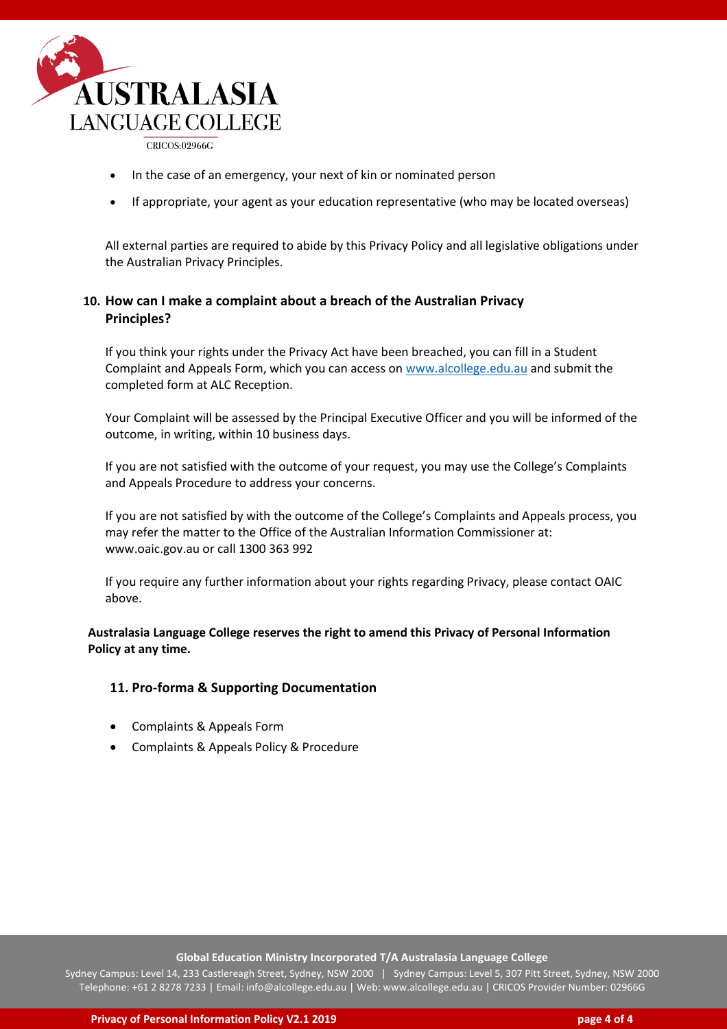- In the case of an emergency, your next of kin or nominated person
- If appropriate, your agent as your education representative (who may be located overseas)

All external parties are required to abide by this Privacy Policy and all legislative obligations under the Australian Privacy Principles.

## 10. How can I make a complaint about a breach of the Australian Privacy Principles?

If you think your rights under the Privacy Act have been breached, you can fill in a Student Complaint and Appeals Form, which you can access on [www.alcollege.edu.au](www.alcollege.edu.au) and submit the completed form at ALC Reception.

Your Complaint will be assessed by the Principal Executive Officer and you will be informed of the outcome, in writing, within 10 business days.

If you are not satisfied with the outcome of your request, you may use the College's Complaints and Appeals Procedure to address your concerns.

If you are not satisfied by with the outcome of the College's Complaints and Appeals process, you may refer the matter to the Office of the Australian Information Commissioner at: www.oaic.gov.au or call 1300 363 992

If you require any further information about your rights regarding Privacy, please contact OAIC above.

**Australasia Language College reserves the right to amend this Privacy of Personal Information Policy at any time.**

## 11. Pro-forma & Supporting Documentation

- Complaints & Appeals Form
- Complaints & Appeals Policy & Procedure